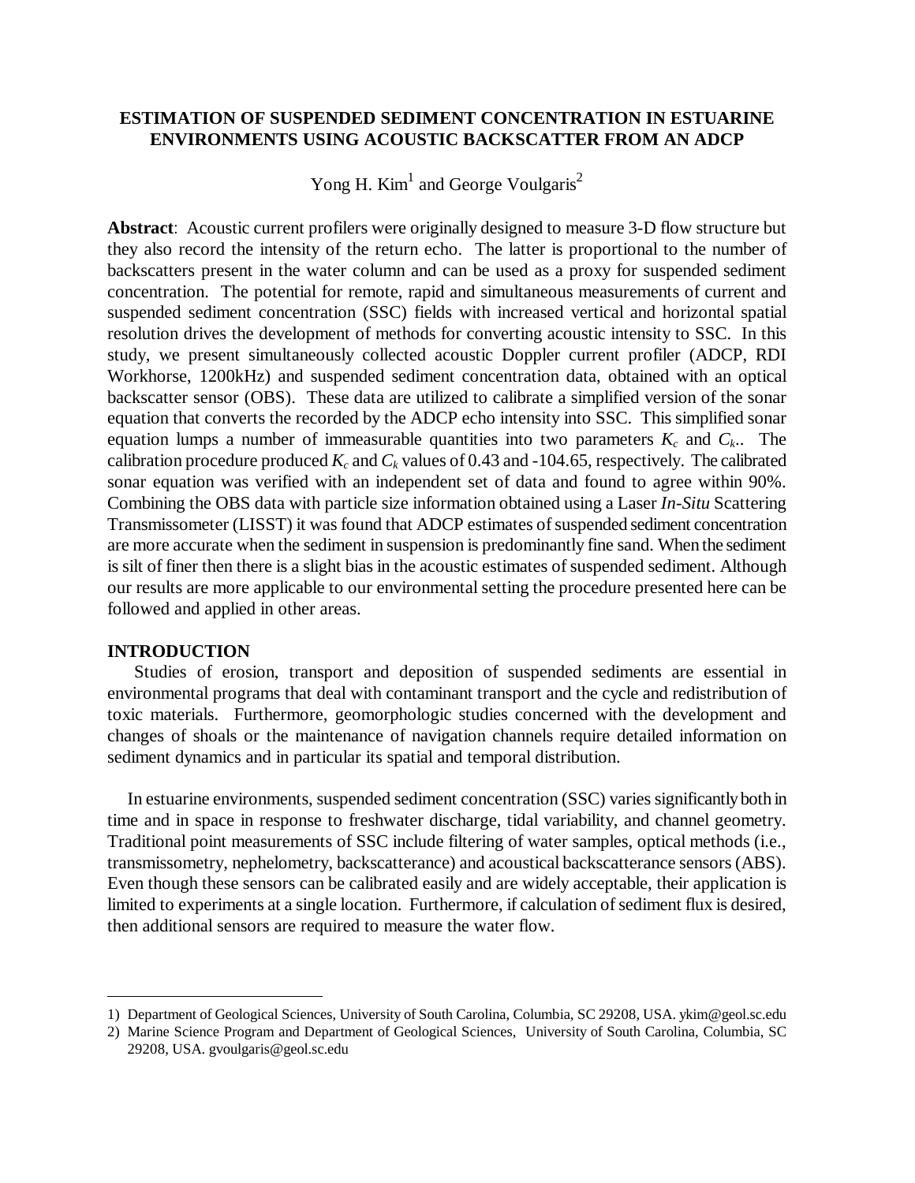# ESTIMATION OF SUSPENDED SEDIMENT CONCENTRATION IN ESTUARINE ENVIRONMENTS USING ACOUSTIC BACKSCATTER FROM AN ADCP

Yong H. Kim[1] and George Voulgaris[2]

**Abstract**: Acoustic current profilers were originally designed to measure 3-D flow structure but they also record the intensity of the return echo. The latter is proportional to the number of backscatters present in the water column and can be used as a proxy for suspended sediment concentration. The potential for remote, rapid and simultaneous measurements of current and suspended sediment concentration (SSC) fields with increased vertical and horizontal spatial resolution drives the development of methods for converting acoustic intensity to SSC. In this study, we present simultaneously collected acoustic Doppler current profiler (ADCP, RDI Workhorse, 1200kHz) and suspended sediment concentration data, obtained with an optical backscatter sensor (OBS). These data are utilized to calibrate a simplified version of the sonar equation that converts the recorded by the ADCP echo intensity into SSC. This simplified sonar equation lumps a number of immeasurable quantities into two parameters $K_c$ and $C_k$.. The calibration procedure produced $K_c$ and $C_k$ values of 0.43 and -104.65, respectively. The calibrated sonar equation was verified with an independent set of data and found to agree within 90%. Combining the OBS data with particle size information obtained using a Laser *In-Situ* Scattering Transmissometer (LISST) it was found that ADCP estimates of suspended sediment concentration are more accurate when the sediment in suspension is predominantly fine sand. When the sediment is silt of finer then there is a slight bias in the acoustic estimates of suspended sediment. Although our results are more applicable to our environmental setting the procedure presented here can be followed and applied in other areas.

## INTRODUCTION

Studies of erosion, transport and deposition of suspended sediments are essential in environmental programs that deal with contaminant transport and the cycle and redistribution of toxic materials. Furthermore, geomorphologic studies concerned with the development and changes of shoals or the maintenance of navigation channels require detailed information on sediment dynamics and in particular its spatial and temporal distribution.

In estuarine environments, suspended sediment concentration (SSC) varies significantly both in time and in space in response to freshwater discharge, tidal variability, and channel geometry. Traditional point measurements of SSC include filtering of water samples, optical methods (i.e., transmissometry, nephelometry, backscatterance) and acoustical backscatterance sensors (ABS). Even though these sensors can be calibrated easily and are widely acceptable, their application is limited to experiments at a single location. Furthermore, if calculation of sediment flux is desired, then additional sensors are required to measure the water flow.

---

1) Department of Geological Sciences, University of South Carolina, Columbia, SC 29208, USA. ykim@geol.sc.edu

2) Marine Science Program and Department of Geological Sciences, University of South Carolina, Columbia, SC 29208, USA. gvoulgaris@geol.sc.edu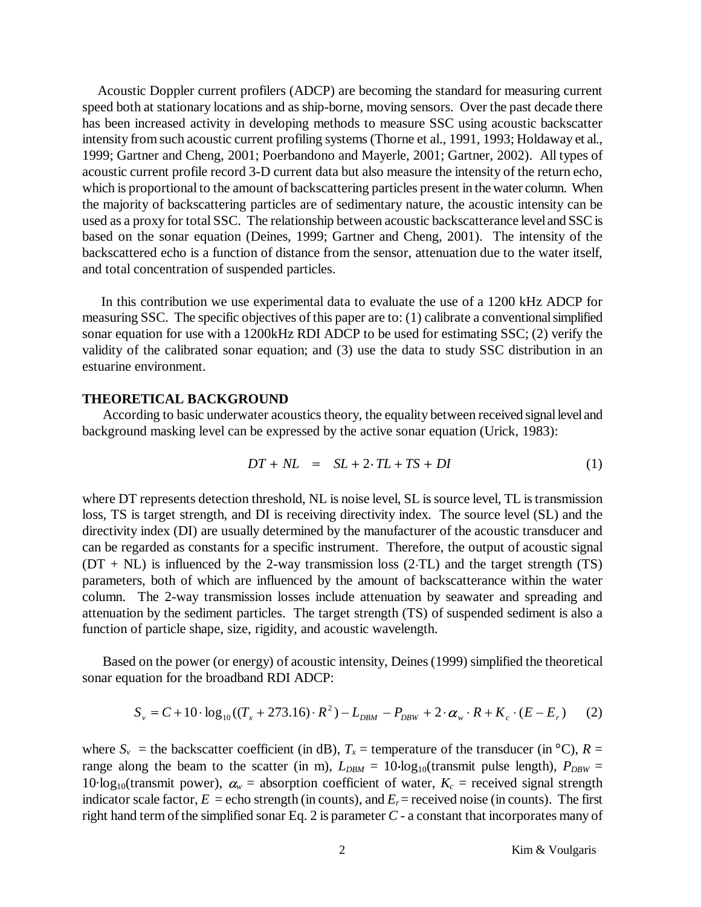Acoustic Doppler current profilers (ADCP) are becoming the standard for measuring current speed both at stationary locations and as ship-borne, moving sensors. Over the past decade there has been increased activity in developing methods to measure SSC using acoustic backscatter intensity from such acoustic current profiling systems (Thorne et al., 1991, 1993; Holdaway et al., 1999; Gartner and Cheng, 2001; Poerbandono and Mayerle, 2001; Gartner, 2002). All types of acoustic current profile record 3-D current data but also measure the intensity of the return echo, which is proportional to the amount of backscattering particles present in the water column. When the majority of backscattering particles are of sedimentary nature, the acoustic intensity can be used as a proxy for total SSC. The relationship between acoustic backscatterance level and SSC is based on the sonar equation (Deines, 1999; Gartner and Cheng, 2001). The intensity of the backscattered echo is a function of distance from the sensor, attenuation due to the water itself, and total concentration of suspended particles.

In this contribution we use experimental data to evaluate the use of a 1200 kHz ADCP for measuring SSC. The specific objectives of this paper are to: (1) calibrate a conventional simplified sonar equation for use with a 1200kHz RDI ADCP to be used for estimating SSC; (2) verify the validity of the calibrated sonar equation; and (3) use the data to study SSC distribution in an estuarine environment.

## THEORETICAL BACKGROUND

According to basic underwater acoustics theory, the equality between received signal level and background masking level can be expressed by the active sonar equation (Urick, 1983):

$$DT + NL \quad = \quad SL + 2 \cdot TL + TS + DI \tag{1}$$

where DT represents detection threshold, NL is noise level, SL is source level, TL is transmission loss, TS is target strength, and DI is receiving directivity index. The source level (SL) and the directivity index (DI) are usually determined by the manufacturer of the acoustic transducer and can be regarded as constants for a specific instrument. Therefore, the output of acoustic signal (DT + NL) is influenced by the 2-way transmission loss (2·TL) and the target strength (TS) parameters, both of which are influenced by the amount of backscatterance within the water column. The 2-way transmission losses include attenuation by seawater and spreading and attenuation by the sediment particles. The target strength (TS) of suspended sediment is also a function of particle shape, size, rigidity, and acoustic wavelength.

Based on the power (or energy) of acoustic intensity, Deines (1999) simplified the theoretical sonar equation for the broadband RDI ADCP:

$$S_v = C + 10 \cdot \log_{10}((T_x + 273.16) \cdot R^2) - L_{DBM} - P_{DBW} + 2 \cdot \alpha_w \cdot R + K_c \cdot (E - E_r) \tag{2}$$

where $S_v$ = the backscatter coefficient (in dB), $T_x$ = temperature of the transducer (in °C), $R$ = range along the beam to the scatter (in m), $L_{DBM}$ = 10·log$_{10}$(transmit pulse length), $P_{DBW}$ = 10·log$_{10}$(transmit power), $\alpha_w$ = absorption coefficient of water, $K_c$ = received signal strength indicator scale factor, $E$ = echo strength (in counts), and $E_r$ = received noise (in counts). The first right hand term of the simplified sonar Eq. 2 is parameter $C$ - a constant that incorporates many of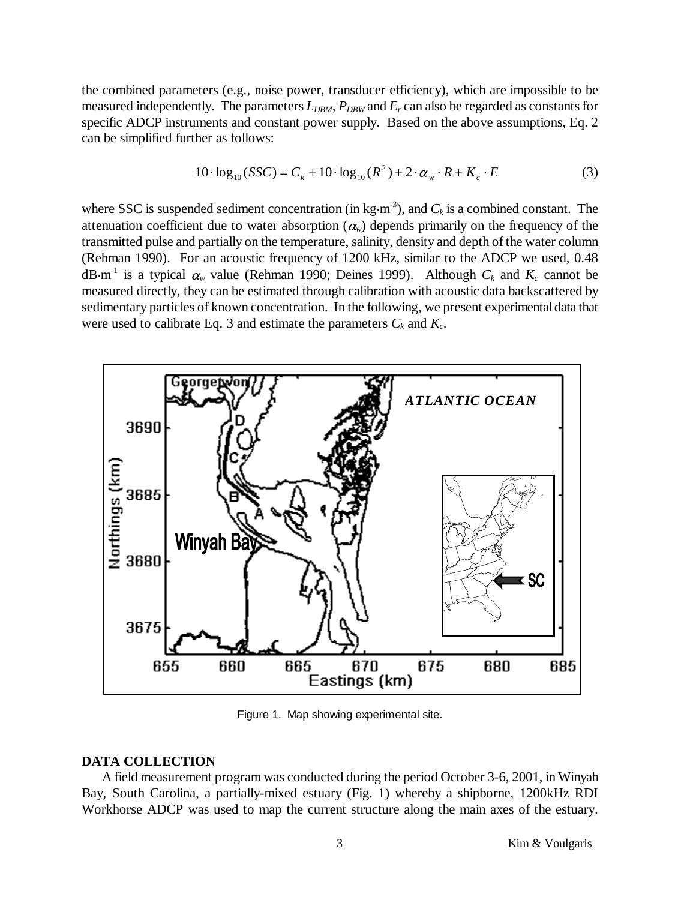the combined parameters (e.g., noise power, transducer efficiency), which are impossible to be measured independently. The parameters $L_{DBM}$, $P_{DBW}$ and $E_r$ can also be regarded as constants for specific ADCP instruments and constant power supply. Based on the above assumptions, Eq. 2 can be simplified further as follows:

$$10 \cdot \log_{10}(SSC) = C_k + 10 \cdot \log_{10}(R^2) + 2 \cdot \alpha_w \cdot R + K_c \cdot E \tag{3}$$

where SSC is suspended sediment concentration (in kg·m$^{-3}$), and $C_k$ is a combined constant. The attenuation coefficient due to water absorption ($\alpha_w$) depends primarily on the frequency of the transmitted pulse and partially on the temperature, salinity, density and depth of the water column (Rehman 1990). For an acoustic frequency of 1200 kHz, similar to the ADCP we used, 0.48 dB·m$^{-1}$ is a typical $\alpha_w$ value (Rehman 1990; Deines 1999). Although $C_k$ and $K_c$ cannot be measured directly, they can be estimated through calibration with acoustic data backscattered by sedimentary particles of known concentration. In the following, we present experimental data that were used to calibrate Eq. 3 and estimate the parameters $C_k$ and $K_c$.

Figure 1. Map showing experimental site.

## DATA COLLECTION

A field measurement program was conducted during the period October 3-6, 2001, in Winyah Bay, South Carolina, a partially-mixed estuary (Fig. 1) whereby a shipborne, 1200kHz RDI Workhorse ADCP was used to map the current structure along the main axes of the estuary.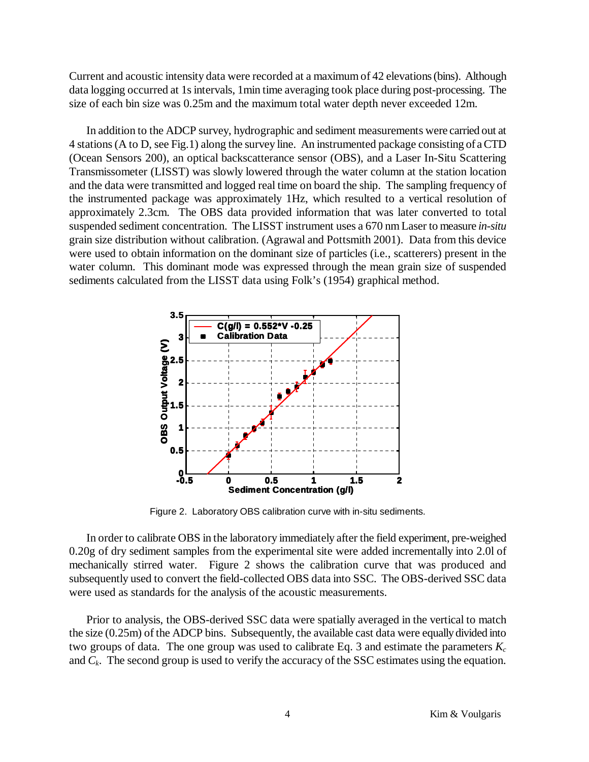Current and acoustic intensity data were recorded at a maximum of 42 elevations (bins). Although data logging occurred at 1s intervals, 1min time averaging took place during post-processing. The size of each bin size was 0.25m and the maximum total water depth never exceeded 12m.

In addition to the ADCP survey, hydrographic and sediment measurements were carried out at 4 stations (A to D, see Fig.1) along the survey line. An instrumented package consisting of a CTD (Ocean Sensors 200), an optical backscatterance sensor (OBS), and a Laser In-Situ Scattering Transmissometer (LISST) was slowly lowered through the water column at the station location and the data were transmitted and logged real time on board the ship. The sampling frequency of the instrumented package was approximately 1Hz, which resulted to a vertical resolution of approximately 2.3cm. The OBS data provided information that was later converted to total suspended sediment concentration. The LISST instrument uses a 670 nm Laser to measure *in-situ* grain size distribution without calibration. (Agrawal and Pottsmith 2001). Data from this device were used to obtain information on the dominant size of particles (i.e., scatterers) present in the water column. This dominant mode was expressed through the mean grain size of suspended sediments calculated from the LISST data using Folk's (1954) graphical method.

Figure 2. Laboratory OBS calibration curve with in-situ sediments.

In order to calibrate OBS in the laboratory immediately after the field experiment, pre-weighed 0.20g of dry sediment samples from the experimental site were added incrementally into 2.0l of mechanically stirred water. Figure 2 shows the calibration curve that was produced and subsequently used to convert the field-collected OBS data into SSC. The OBS-derived SSC data were used as standards for the analysis of the acoustic measurements.

Prior to analysis, the OBS-derived SSC data were spatially averaged in the vertical to match the size (0.25m) of the ADCP bins. Subsequently, the available cast data were equally divided into two groups of data. The one group was used to calibrate Eq. 3 and estimate the parameters $K_c$ and $C_k$. The second group is used to verify the accuracy of the SSC estimates using the equation.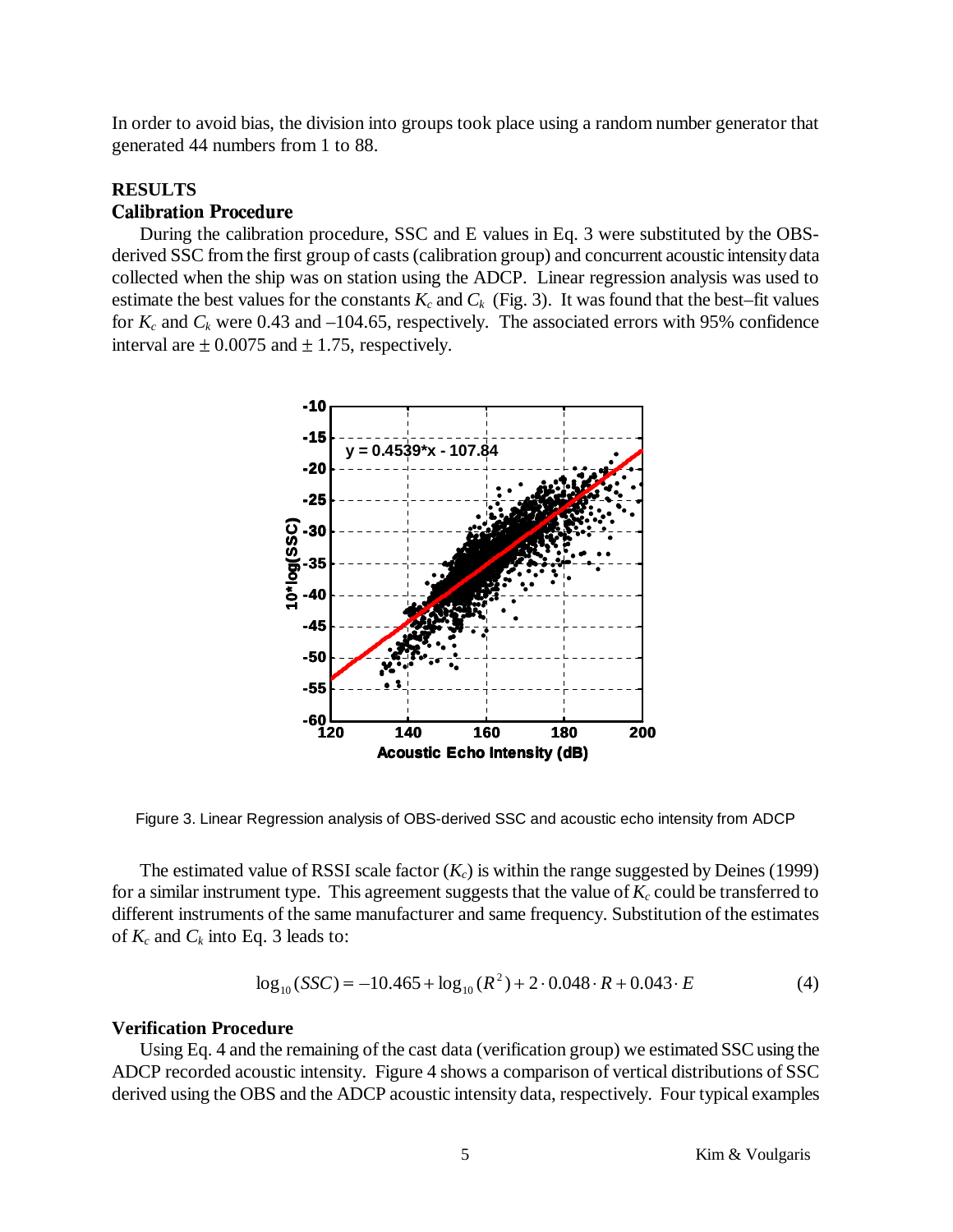In order to avoid bias, the division into groups took place using a random number generator that generated 44 numbers from 1 to 88.

## RESULTS

### Calibration Procedure

During the calibration procedure, SSC and E values in Eq. 3 were substituted by the OBS-derived SSC from the first group of casts (calibration group) and concurrent acoustic intensity data collected when the ship was on station using the ADCP. Linear regression analysis was used to estimate the best values for the constants $K_c$ and $C_k$ (Fig. 3). It was found that the best–fit values for $K_c$ and $C_k$ were 0.43 and –104.65, respectively. The associated errors with 95% confidence interval are $\pm$ 0.0075 and $\pm$ 1.75, respectively.

Figure 3. Linear Regression analysis of OBS-derived SSC and acoustic echo intensity from ADCP

The estimated value of RSSI scale factor ($K_c$) is within the range suggested by Deines (1999) for a similar instrument type. This agreement suggests that the value of $K_c$ could be transferred to different instruments of the same manufacturer and same frequency. Substitution of the estimates of $K_c$ and $C_k$ into Eq. 3 leads to:

$$\log_{10}(SSC) = -10.465 + \log_{10}(R^2) + 2 \cdot 0.048 \cdot R + 0.043 \cdot E \tag{4}$$

### Verification Procedure

Using Eq. 4 and the remaining of the cast data (verification group) we estimated SSC using the ADCP recorded acoustic intensity. Figure 4 shows a comparison of vertical distributions of SSC derived using the OBS and the ADCP acoustic intensity data, respectively. Four typical examples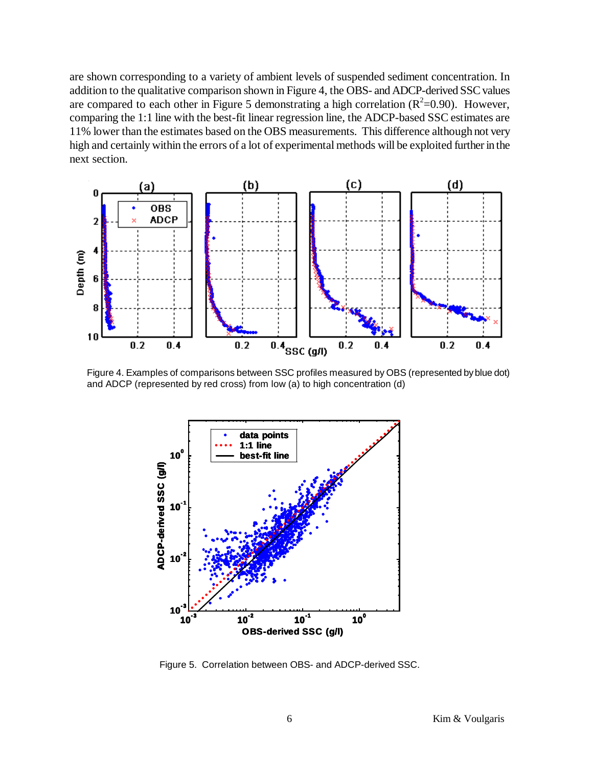are shown corresponding to a variety of ambient levels of suspended sediment concentration. In addition to the qualitative comparison shown in Figure 4, the OBS- and ADCP-derived SSC values are compared to each other in Figure 5 demonstrating a high correlation ($R^2$=0.90). However, comparing the 1:1 line with the best-fit linear regression line, the ADCP-based SSC estimates are 11% lower than the estimates based on the OBS measurements. This difference although not very high and certainly within the errors of a lot of experimental methods will be exploited further in the next section.

Figure 4. Examples of comparisons between SSC profiles measured by OBS (represented by blue dot) and ADCP (represented by red cross) from low (a) to high concentration (d)

Figure 5. Correlation between OBS- and ADCP-derived SSC.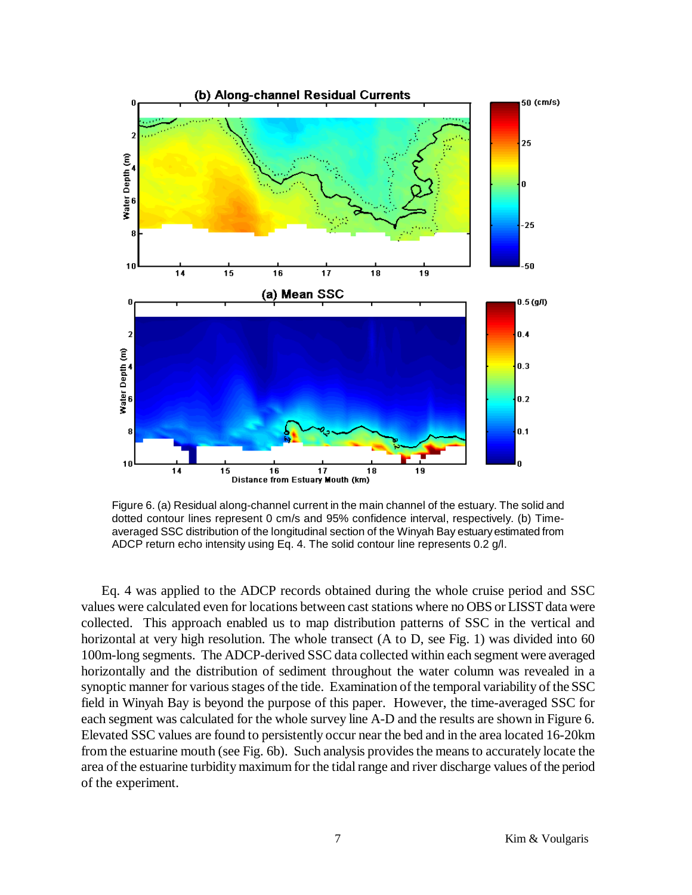Figure 6. (a) Residual along-channel current in the main channel of the estuary. The solid and dotted contour lines represent 0 cm/s and 95% confidence interval, respectively. (b) Time-averaged SSC distribution of the longitudinal section of the Winyah Bay estuary estimated from ADCP return echo intensity using Eq. 4. The solid contour line represents 0.2 g/l.

Eq. 4 was applied to the ADCP records obtained during the whole cruise period and SSC values were calculated even for locations between cast stations where no OBS or LISST data were collected. This approach enabled us to map distribution patterns of SSC in the vertical and horizontal at very high resolution. The whole transect (A to D, see Fig. 1) was divided into 60 100m-long segments. The ADCP-derived SSC data collected within each segment were averaged horizontally and the distribution of sediment throughout the water column was revealed in a synoptic manner for various stages of the tide. Examination of the temporal variability of the SSC field in Winyah Bay is beyond the purpose of this paper. However, the time-averaged SSC for each segment was calculated for the whole survey line A-D and the results are shown in Figure 6. Elevated SSC values are found to persistently occur near the bed and in the area located 16-20km from the estuarine mouth (see Fig. 6b). Such analysis provides the means to accurately locate the area of the estuarine turbidity maximum for the tidal range and river discharge values of the period of the experiment.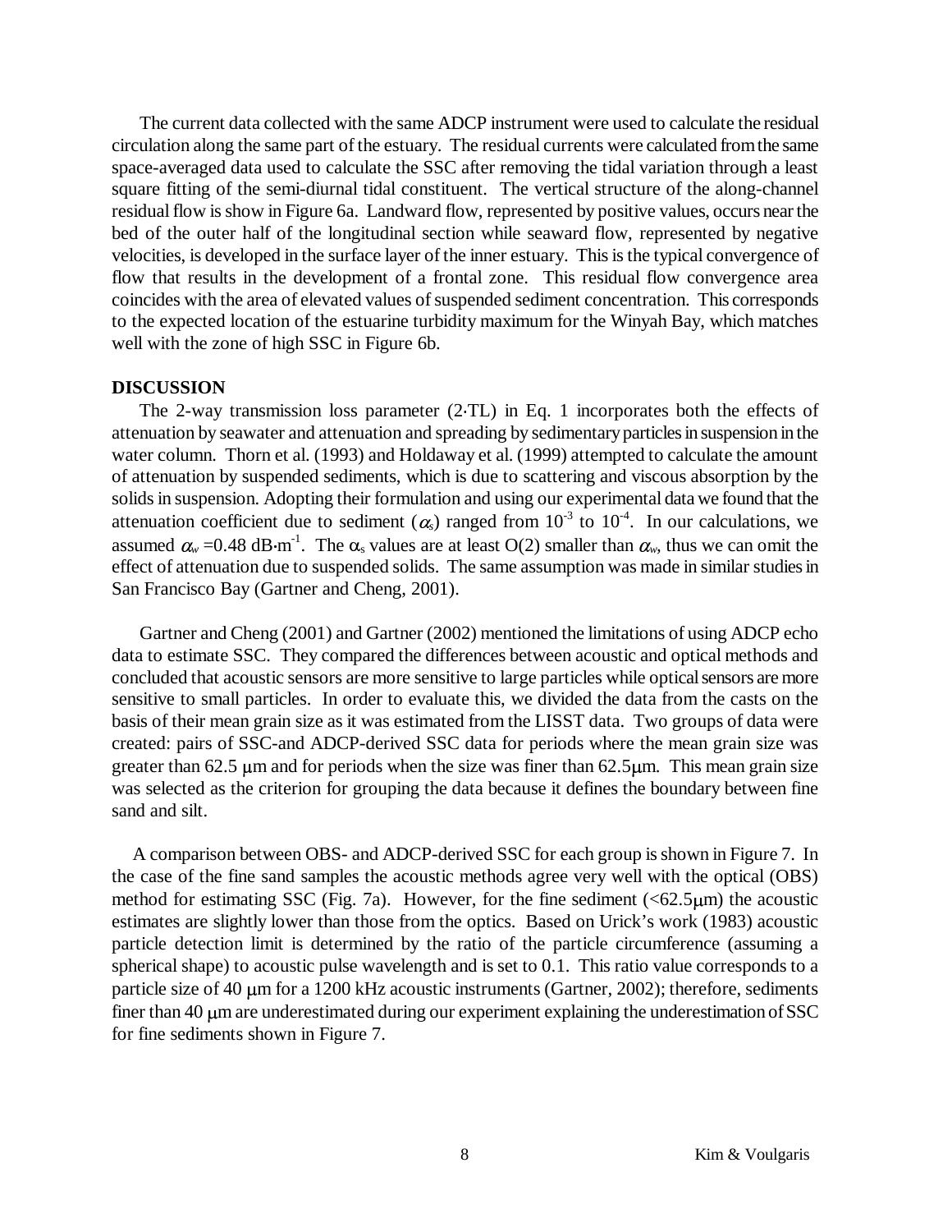The current data collected with the same ADCP instrument were used to calculate the residual circulation along the same part of the estuary. The residual currents were calculated from the same space-averaged data used to calculate the SSC after removing the tidal variation through a least square fitting of the semi-diurnal tidal constituent. The vertical structure of the along-channel residual flow is show in Figure 6a. Landward flow, represented by positive values, occurs near the bed of the outer half of the longitudinal section while seaward flow, represented by negative velocities, is developed in the surface layer of the inner estuary. This is the typical convergence of flow that results in the development of a frontal zone. This residual flow convergence area coincides with the area of elevated values of suspended sediment concentration. This corresponds to the expected location of the estuarine turbidity maximum for the Winyah Bay, which matches well with the zone of high SSC in Figure 6b.

**DISCUSSION**

The 2-way transmission loss parameter ($2 \cdot TL$) in Eq. 1 incorporates both the effects of attenuation by seawater and attenuation and spreading by sedimentary particles in suspension in the water column. Thorn et al. (1993) and Holdaway et al. (1999) attempted to calculate the amount of attenuation by suspended sediments, which is due to scattering and viscous absorption by the solids in suspension. Adopting their formulation and using our experimental data we found that the attenuation coefficient due to sediment ($\alpha_s$) ranged from $10^{-3}$ to $10^{-4}$. In our calculations, we assumed $\alpha_w = 0.48\ \mathrm{dB \cdot m^{-1}}$. The $\alpha_s$ values are at least O(2) smaller than $\alpha_w$, thus we can omit the effect of attenuation due to suspended solids. The same assumption was made in similar studies in San Francisco Bay (Gartner and Cheng, 2001).

Gartner and Cheng (2001) and Gartner (2002) mentioned the limitations of using ADCP echo data to estimate SSC. They compared the differences between acoustic and optical methods and concluded that acoustic sensors are more sensitive to large particles while optical sensors are more sensitive to small particles. In order to evaluate this, we divided the data from the casts on the basis of their mean grain size as it was estimated from the LISST data. Two groups of data were created: pairs of SSC-and ADCP-derived SSC data for periods where the mean grain size was greater than 62.5 μm and for periods when the size was finer than 62.5μm. This mean grain size was selected as the criterion for grouping the data because it defines the boundary between fine sand and silt.

A comparison between OBS- and ADCP-derived SSC for each group is shown in Figure 7. In the case of the fine sand samples the acoustic methods agree very well with the optical (OBS) method for estimating SSC (Fig. 7a). However, for the fine sediment (<62.5μm) the acoustic estimates are slightly lower than those from the optics. Based on Urick's work (1983) acoustic particle detection limit is determined by the ratio of the particle circumference (assuming a spherical shape) to acoustic pulse wavelength and is set to 0.1. This ratio value corresponds to a particle size of 40 μm for a 1200 kHz acoustic instruments (Gartner, 2002); therefore, sediments finer than 40 μm are underestimated during our experiment explaining the underestimation of SSC for fine sediments shown in Figure 7.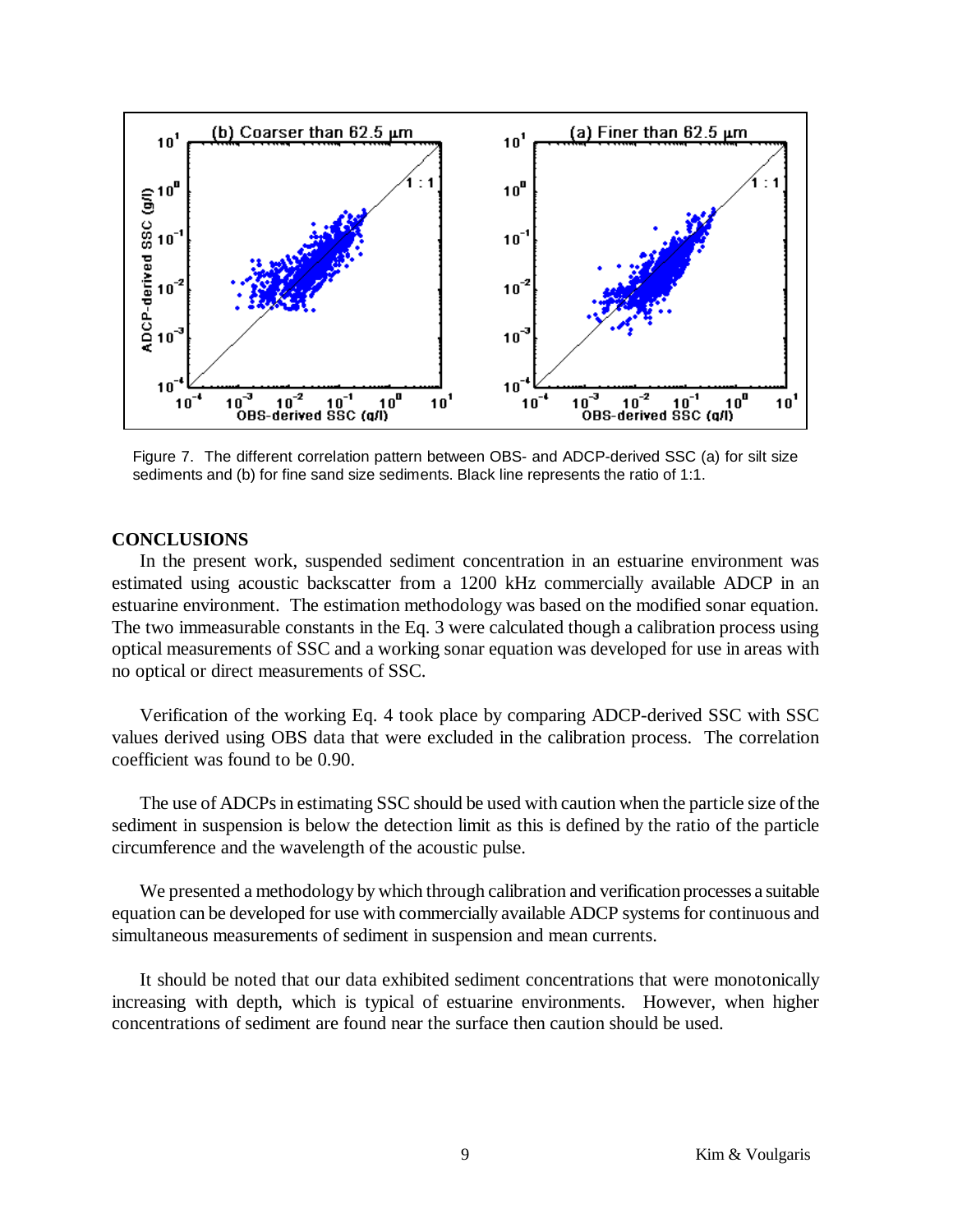Figure 7. The different correlation pattern between OBS- and ADCP-derived SSC (a) for silt size sediments and (b) for fine sand size sediments. Black line represents the ratio of 1:1.

## CONCLUSIONS

In the present work, suspended sediment concentration in an estuarine environment was estimated using acoustic backscatter from a 1200 kHz commercially available ADCP in an estuarine environment. The estimation methodology was based on the modified sonar equation. The two immeasurable constants in the Eq. 3 were calculated though a calibration process using optical measurements of SSC and a working sonar equation was developed for use in areas with no optical or direct measurements of SSC.

Verification of the working Eq. 4 took place by comparing ADCP-derived SSC with SSC values derived using OBS data that were excluded in the calibration process. The correlation coefficient was found to be 0.90.

The use of ADCPs in estimating SSC should be used with caution when the particle size of the sediment in suspension is below the detection limit as this is defined by the ratio of the particle circumference and the wavelength of the acoustic pulse.

We presented a methodology by which through calibration and verification processes a suitable equation can be developed for use with commercially available ADCP systems for continuous and simultaneous measurements of sediment in suspension and mean currents.

It should be noted that our data exhibited sediment concentrations that were monotonically increasing with depth, which is typical of estuarine environments. However, when higher concentrations of sediment are found near the surface then caution should be used.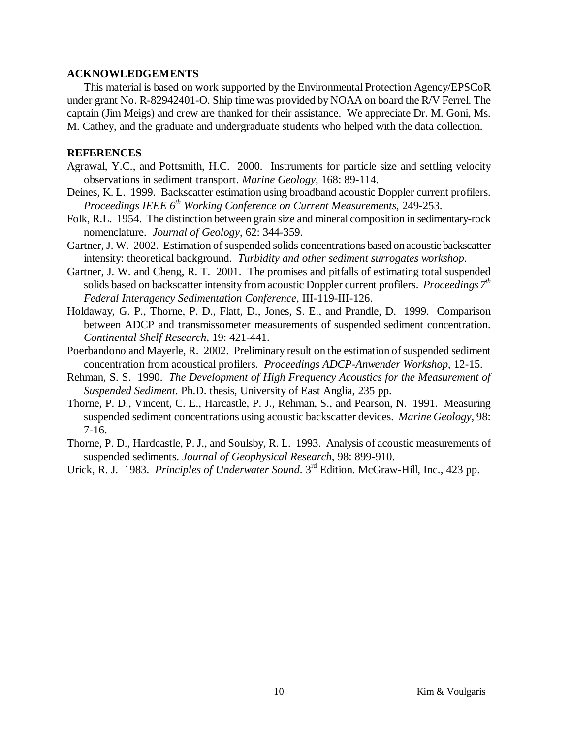## ACKNOWLEDGEMENTS

This material is based on work supported by the Environmental Protection Agency/EPSCoR under grant No. R-82942401-O. Ship time was provided by NOAA on board the R/V Ferrel. The captain (Jim Meigs) and crew are thanked for their assistance. We appreciate Dr. M. Goni, Ms. M. Cathey, and the graduate and undergraduate students who helped with the data collection.

## REFERENCES

Agrawal, Y.C., and Pottsmith, H.C. 2000. Instruments for particle size and settling velocity observations in sediment transport. *Marine Geology*, 168: 89-114.

Deines, K. L. 1999. Backscatter estimation using broadband acoustic Doppler current profilers. *Proceedings IEEE 6th Working Conference on Current Measurements*, 249-253.

Folk, R.L. 1954. The distinction between grain size and mineral composition in sedimentary-rock nomenclature. *Journal of Geology*, 62: 344-359.

Gartner, J. W. 2002. Estimation of suspended solids concentrations based on acoustic backscatter intensity: theoretical background. *Turbidity and other sediment surrogates workshop*.

Gartner, J. W. and Cheng, R. T. 2001. The promises and pitfalls of estimating total suspended solids based on backscatter intensity from acoustic Doppler current profilers. *Proceedings 7th Federal Interagency Sedimentation Conference*, III-119-III-126.

Holdaway, G. P., Thorne, P. D., Flatt, D., Jones, S. E., and Prandle, D. 1999. Comparison between ADCP and transmissometer measurements of suspended sediment concentration. *Continental Shelf Research*, 19: 421-441.

Poerbandono and Mayerle, R. 2002. Preliminary result on the estimation of suspended sediment concentration from acoustical profilers. *Proceedings ADCP-Anwender Workshop*, 12-15.

Rehman, S. S. 1990. *The Development of High Frequency Acoustics for the Measurement of Suspended Sediment*. Ph.D. thesis, University of East Anglia, 235 pp.

Thorne, P. D., Vincent, C. E., Harcastle, P. J., Rehman, S., and Pearson, N. 1991. Measuring suspended sediment concentrations using acoustic backscatter devices. *Marine Geology*, 98: 7-16.

Thorne, P. D., Hardcastle, P. J., and Soulsby, R. L. 1993. Analysis of acoustic measurements of suspended sediments. *Journal of Geophysical Research*, 98: 899-910.

Urick, R. J. 1983. *Principles of Underwater Sound*. 3rd Edition. McGraw-Hill, Inc., 423 pp.